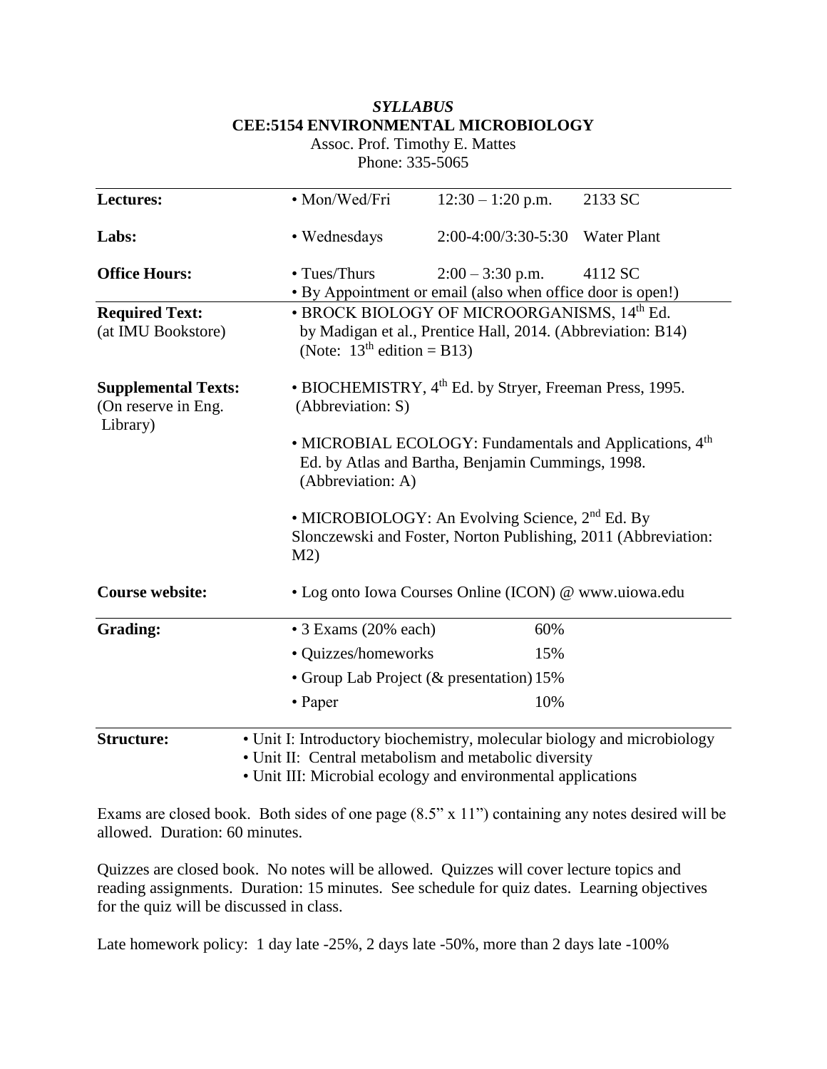# *SYLLABUS*
# CEE:5154 ENVIRONMENTAL MICROBIOLOGY

Assoc. Prof. Timothy E. Mattes
Phone: 335-5065

| | | | |
|---|---|---|---|
| **Lectures:** | • Mon/Wed/Fri | 12:30 – 1:20 p.m. | 2133 SC |
| **Labs:** | • Wednesdays | 2:00-4:00/3:30-5:30 | Water Plant |
| **Office Hours:** | • Tues/Thurs | 2:00 – 3:30 p.m. | 4112 SC |
| | • By Appointment or email (also when office door is open!) | | |

**Required Text:** (at IMU Bookstore)
- BROCK BIOLOGY OF MICROORGANISMS, 14th Ed. by Madigan et al., Prentice Hall, 2014. (Abbreviation: B14) (Note: 13th edition = B13)

**Supplemental Texts:** (On reserve in Eng. Library)
- BIOCHEMISTRY, 4th Ed. by Stryer, Freeman Press, 1995. (Abbreviation: S)
- MICROBIAL ECOLOGY: Fundamentals and Applications, 4th Ed. by Atlas and Bartha, Benjamin Cummings, 1998. (Abbreviation: A)
- MICROBIOLOGY: An Evolving Science, 2nd Ed. By Slonczewski and Foster, Norton Publishing, 2011 (Abbreviation: M2)

**Course website:**
- Log onto Iowa Courses Online (ICON) @ www.uiowa.edu

**Grading:**

| | |
|---|---|
| • 3 Exams (20% each) | 60% |
| • Quizzes/homeworks | 15% |
| • Group Lab Project (& presentation) | 15% |
| • Paper | 10% |

**Structure:**
- Unit I: Introductory biochemistry, molecular biology and microbiology
- Unit II: Central metabolism and metabolic diversity
- Unit III: Microbial ecology and environmental applications

Exams are closed book. Both sides of one page (8.5" x 11") containing any notes desired will be allowed. Duration: 60 minutes.

Quizzes are closed book. No notes will be allowed. Quizzes will cover lecture topics and reading assignments. Duration: 15 minutes. See schedule for quiz dates. Learning objectives for the quiz will be discussed in class.

Late homework policy: 1 day late -25%, 2 days late -50%, more than 2 days late -100%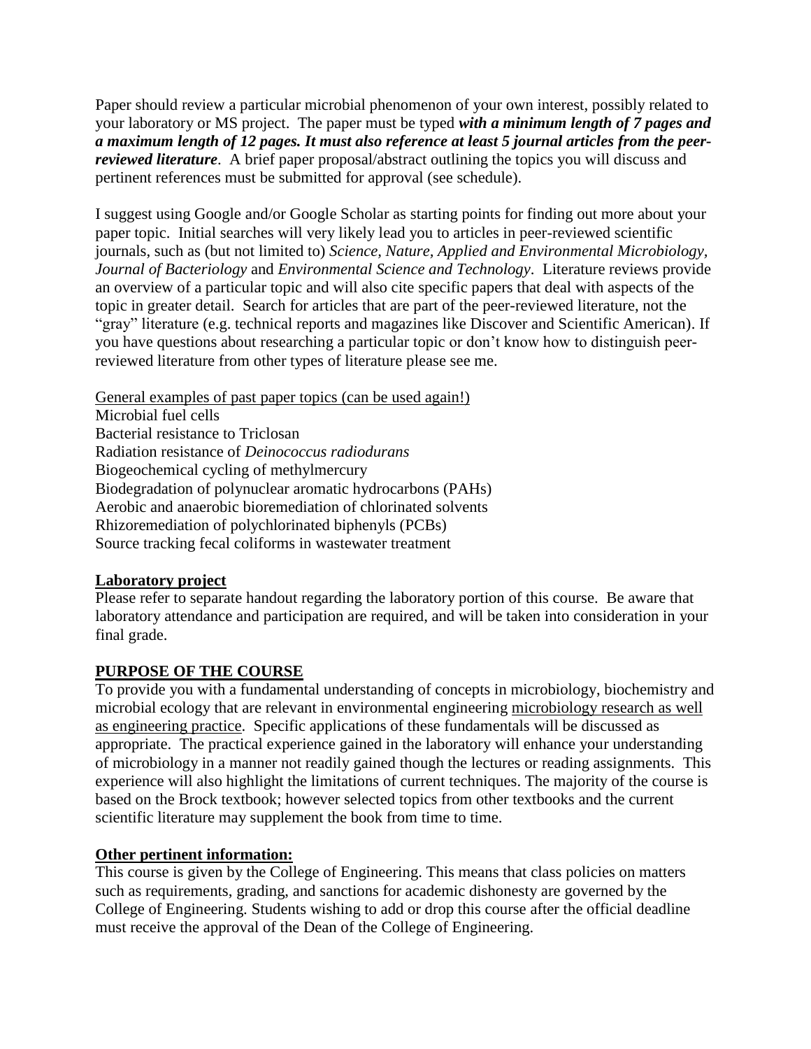Paper should review a particular microbial phenomenon of your own interest, possibly related to your laboratory or MS project. The paper must be typed ***with a minimum length of 7 pages and a maximum length of 12 pages. It must also reference at least 5 journal articles from the peer-reviewed literature***. A brief paper proposal/abstract outlining the topics you will discuss and pertinent references must be submitted for approval (see schedule).

I suggest using Google and/or Google Scholar as starting points for finding out more about your paper topic. Initial searches will very likely lead you to articles in peer-reviewed scientific journals, such as (but not limited to) *Science*, *Nature*, *Applied and Environmental Microbiology*, *Journal of Bacteriology* and *Environmental Science and Technology*. Literature reviews provide an overview of a particular topic and will also cite specific papers that deal with aspects of the topic in greater detail. Search for articles that are part of the peer-reviewed literature, not the "gray" literature (e.g. technical reports and magazines like Discover and Scientific American). If you have questions about researching a particular topic or don't know how to distinguish peer-reviewed literature from other types of literature please see me.

<u>General examples of past paper topics (can be used again!)</u>
Microbial fuel cells
Bacterial resistance to Triclosan
Radiation resistance of *Deinococcus radiodurans*
Biogeochemical cycling of methylmercury
Biodegradation of polynuclear aromatic hydrocarbons (PAHs)
Aerobic and anaerobic bioremediation of chlorinated solvents
Rhizoremediation of polychlorinated biphenyls (PCBs)
Source tracking fecal coliforms in wastewater treatment

**Laboratory project**

Please refer to separate handout regarding the laboratory portion of this course. Be aware that laboratory attendance and participation are required, and will be taken into consideration in your final grade.

## PURPOSE OF THE COURSE

To provide you with a fundamental understanding of concepts in microbiology, biochemistry and microbial ecology that are relevant in environmental engineering <u>microbiology research as well as engineering practice</u>. Specific applications of these fundamentals will be discussed as appropriate. The practical experience gained in the laboratory will enhance your understanding of microbiology in a manner not readily gained though the lectures or reading assignments. This experience will also highlight the limitations of current techniques. The majority of the course is based on the Brock textbook; however selected topics from other textbooks and the current scientific literature may supplement the book from time to time.

**Other pertinent information:**

This course is given by the College of Engineering. This means that class policies on matters such as requirements, grading, and sanctions for academic dishonesty are governed by the College of Engineering. Students wishing to add or drop this course after the official deadline must receive the approval of the Dean of the College of Engineering.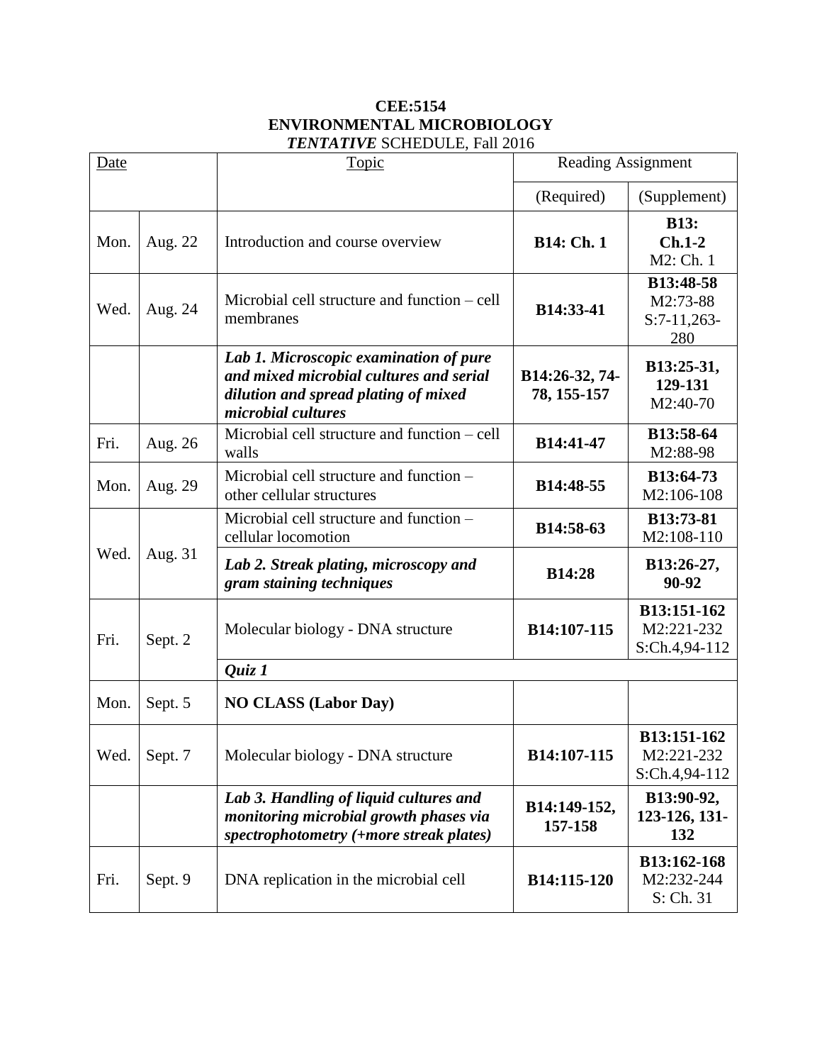**CEE:5154**
**ENVIRONMENTAL MICROBIOLOGY**
***TENTATIVE* SCHEDULE, Fall 2016**

| Date | | Topic | Reading Assignment | |
|---|---|---|---|---|
| | | | (Required) | (Supplement) |
| Mon. | Aug. 22 | Introduction and course overview | **B14: Ch. 1** | **B13: Ch.1-2** M2: Ch. 1 |
| Wed. | Aug. 24 | Microbial cell structure and function – cell membranes | **B14:33-41** | **B13:48-58** M2:73-88 S:7-11,263-280 |
| | | ***Lab 1. Microscopic examination of pure and mixed microbial cultures and serial dilution and spread plating of mixed microbial cultures*** | **B14:26-32, 74-78, 155-157** | **B13:25-31, 129-131** M2:40-70 |
| Fri. | Aug. 26 | Microbial cell structure and function – cell walls | **B14:41-47** | **B13:58-64** M2:88-98 |
| Mon. | Aug. 29 | Microbial cell structure and function – other cellular structures | **B14:48-55** | **B13:64-73** M2:106-108 |
| Wed. | Aug. 31 | Microbial cell structure and function – cellular locomotion | **B14:58-63** | **B13:73-81** M2:108-110 |
| | | ***Lab 2. Streak plating, microscopy and gram staining techniques*** | **B14:28** | **B13:26-27, 90-92** |
| Fri. | Sept. 2 | Molecular biology - DNA structure | **B14:107-115** | **B13:151-162** M2:221-232 S:Ch.4,94-112 |
| | | ***Quiz 1*** | | |
| Mon. | Sept. 5 | **NO CLASS (Labor Day)** | | |
| Wed. | Sept. 7 | Molecular biology - DNA structure | **B14:107-115** | **B13:151-162** M2:221-232 S:Ch.4,94-112 |
| | | ***Lab 3. Handling of liquid cultures and monitoring microbial growth phases via spectrophotometry (+more streak plates)*** | **B14:149-152, 157-158** | **B13:90-92, 123-126, 131-132** |
| Fri. | Sept. 9 | DNA replication in the microbial cell | **B14:115-120** | **B13:162-168** M2:232-244 S: Ch. 31 |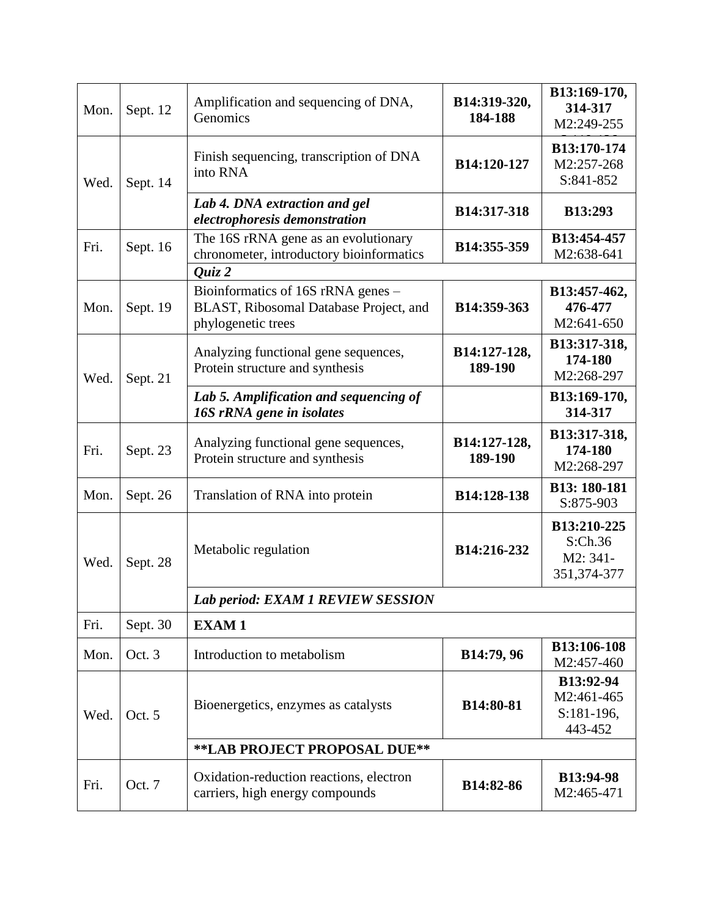| | | | | |
|---|---|---|---|---|
| Mon. | Sept. 12 | Amplification and sequencing of DNA, Genomics | **B14:319-320, 184-188** | **B13:169-170, 314-317** M2:249-255 |
| Wed. | Sept. 14 | Finish sequencing, transcription of DNA into RNA | **B14:120-127** | **B13:170-174** M2:257-268 S:841-852 |
| | | ***Lab 4. DNA extraction and gel electrophoresis demonstration*** | **B14:317-318** | **B13:293** |
| Fri. | Sept. 16 | The 16S rRNA gene as an evolutionary chronometer, introductory bioinformatics | **B14:355-359** | **B13:454-457** M2:638-641 |
| | | ***Quiz 2*** | | |
| Mon. | Sept. 19 | Bioinformatics of 16S rRNA genes – BLAST, Ribosomal Database Project, and phylogenetic trees | **B14:359-363** | **B13:457-462, 476-477** M2:641-650 |
| Wed. | Sept. 21 | Analyzing functional gene sequences, Protein structure and synthesis | **B14:127-128, 189-190** | **B13:317-318, 174-180** M2:268-297 |
| | | ***Lab 5. Amplification and sequencing of 16S rRNA gene in isolates*** | | **B13:169-170, 314-317** |
| Fri. | Sept. 23 | Analyzing functional gene sequences, Protein structure and synthesis | **B14:127-128, 189-190** | **B13:317-318, 174-180** M2:268-297 |
| Mon. | Sept. 26 | Translation of RNA into protein | **B14:128-138** | **B13: 180-181** S:875-903 |
| Wed. | Sept. 28 | Metabolic regulation | **B14:216-232** | **B13:210-225** S:Ch.36 M2: 341-351,374-377 |
| | | ***Lab period: EXAM 1 REVIEW SESSION*** | | |
| Fri. | Sept. 30 | **EXAM 1** | | |
| Mon. | Oct. 3 | Introduction to metabolism | **B14:79, 96** | **B13:106-108** M2:457-460 |
| Wed. | Oct. 5 | Bioenergetics, enzymes as catalysts | **B14:80-81** | **B13:92-94** M2:461-465 S:181-196, 443-452 |
| | | **\*\*LAB PROJECT PROPOSAL DUE\*\*** | | |
| Fri. | Oct. 7 | Oxidation-reduction reactions, electron carriers, high energy compounds | **B14:82-86** | **B13:94-98** M2:465-471 |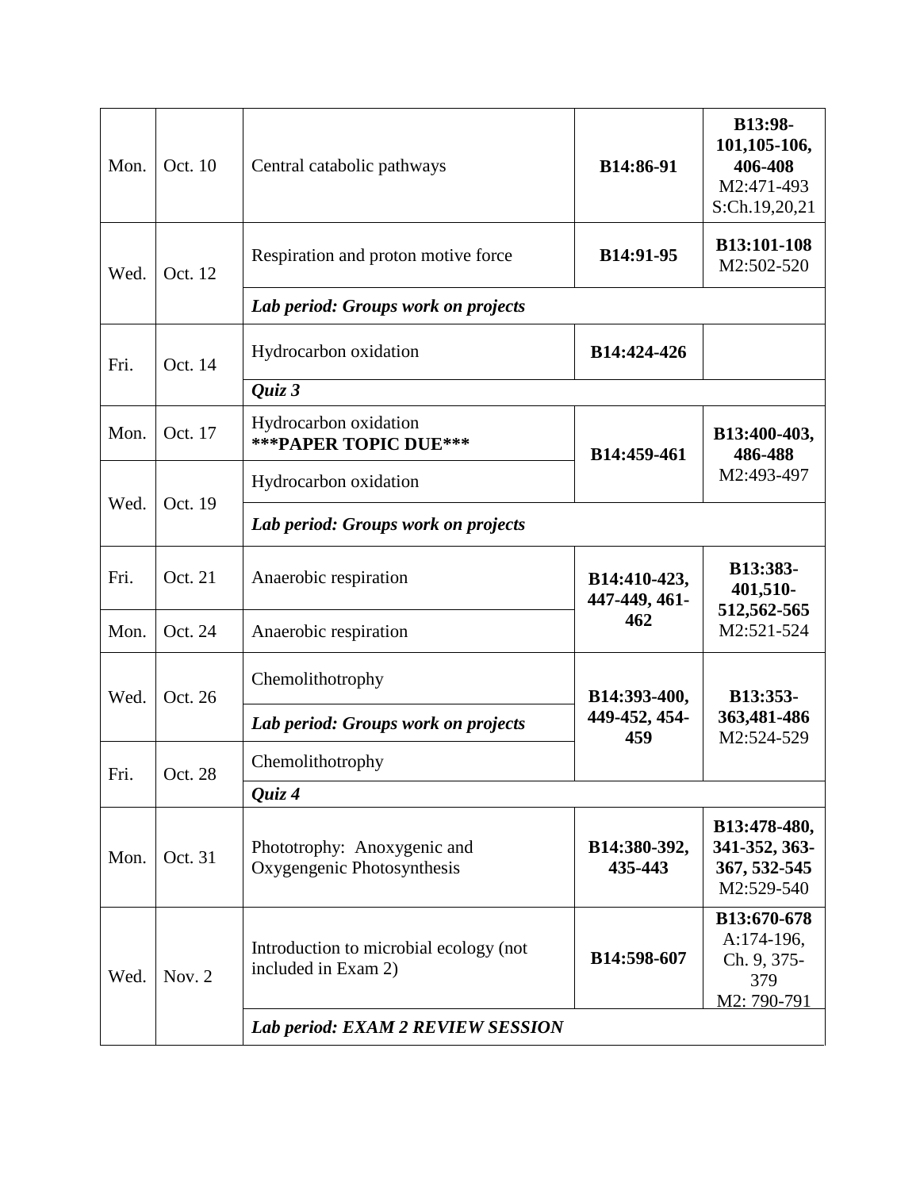| | | | | |
|---|---|---|---|---|
| Mon. | Oct. 10 | Central catabolic pathways | **B14:86-91** | **B13:98-101,105-106, 406-408** M2:471-493 S:Ch.19,20,21 |
| Wed. | Oct. 12 | Respiration and proton motive force | **B14:91-95** | **B13:101-108** M2:502-520 |
| | | ***Lab period: Groups work on projects*** | | |
| Fri. | Oct. 14 | Hydrocarbon oxidation | **B14:424-426** | |
| | | ***Quiz 3*** | | |
| Mon. | Oct. 17 | Hydrocarbon oxidation **\*\*\*PAPER TOPIC DUE\*\*\*** | **B14:459-461** | **B13:400-403, 486-488** M2:493-497 |
| Wed. | Oct. 19 | Hydrocarbon oxidation | | |
| | | ***Lab period: Groups work on projects*** | | |
| Fri. | Oct. 21 | Anaerobic respiration | **B14:410-423, 447-449, 461-462** | **B13:383-401,510-512,562-565** M2:521-524 |
| Mon. | Oct. 24 | Anaerobic respiration | | |
| Wed. | Oct. 26 | Chemolithotrophy | **B14:393-400, 449-452, 454-459** | **B13:353-363,481-486** M2:524-529 |
| | | ***Lab period: Groups work on projects*** | | |
| Fri. | Oct. 28 | Chemolithotrophy | | |
| | | ***Quiz 4*** | | |
| Mon. | Oct. 31 | Phototrophy: Anoxygenic and Oxygengenic Photosynthesis | **B14:380-392, 435-443** | **B13:478-480, 341-352, 363-367, 532-545** M2:529-540 |
| Wed. | Nov. 2 | Introduction to microbial ecology (not included in Exam 2) | **B14:598-607** | **B13:670-678** A:174-196, Ch. 9, 375-379 M2: 790-791 |
| | | ***Lab period: EXAM 2 REVIEW SESSION*** | | |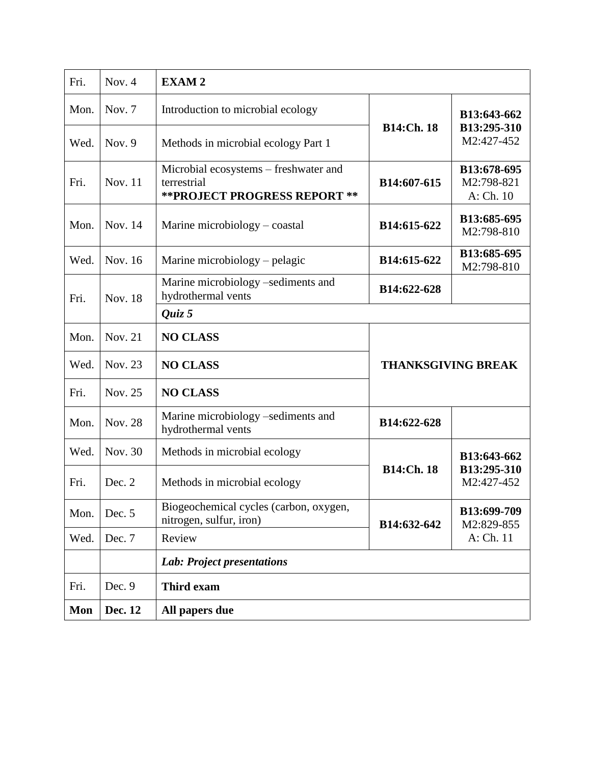| | | | | |
|---|---|---|---|---|
| Fri. | Nov. 4 | **EXAM 2** | | |
| Mon. | Nov. 7 | Introduction to microbial ecology | **B14:Ch. 18** | **B13:643-662** **B13:295-310** M2:427-452 |
| Wed. | Nov. 9 | Methods in microbial ecology Part 1 | | |
| Fri. | Nov. 11 | Microbial ecosystems – freshwater and terrestrial **PROJECT PROGRESS REPORT** | **B14:607-615** | **B13:678-695** M2:798-821 A: Ch. 10 |
| Mon. | Nov. 14 | Marine microbiology – coastal | **B14:615-622** | **B13:685-695** M2:798-810 |
| Wed. | Nov. 16 | Marine microbiology – pelagic | **B14:615-622** | **B13:685-695** M2:798-810 |
| Fri. | Nov. 18 | Marine microbiology –sediments and hydrothermal vents | **B14:622-628** | |
| | | ***Quiz 5*** | | |
| Mon. | Nov. 21 | **NO CLASS** | **THANKSGIVING BREAK** | |
| Wed. | Nov. 23 | **NO CLASS** | | |
| Fri. | Nov. 25 | **NO CLASS** | | |
| Mon. | Nov. 28 | Marine microbiology –sediments and hydrothermal vents | **B14:622-628** | |
| Wed. | Nov. 30 | Methods in microbial ecology | **B14:Ch. 18** | **B13:643-662** **B13:295-310** M2:427-452 |
| Fri. | Dec. 2 | Methods in microbial ecology | | |
| Mon. | Dec. 5 | Biogeochemical cycles (carbon, oxygen, nitrogen, sulfur, iron) | **B14:632-642** | **B13:699-709** M2:829-855 A: Ch. 11 |
| Wed. | Dec. 7 | Review | | |
| | | ***Lab: Project presentations*** | | |
| Fri. | Dec. 9 | **Third exam** | | |
| **Mon** | **Dec. 12** | **All papers due** | | |